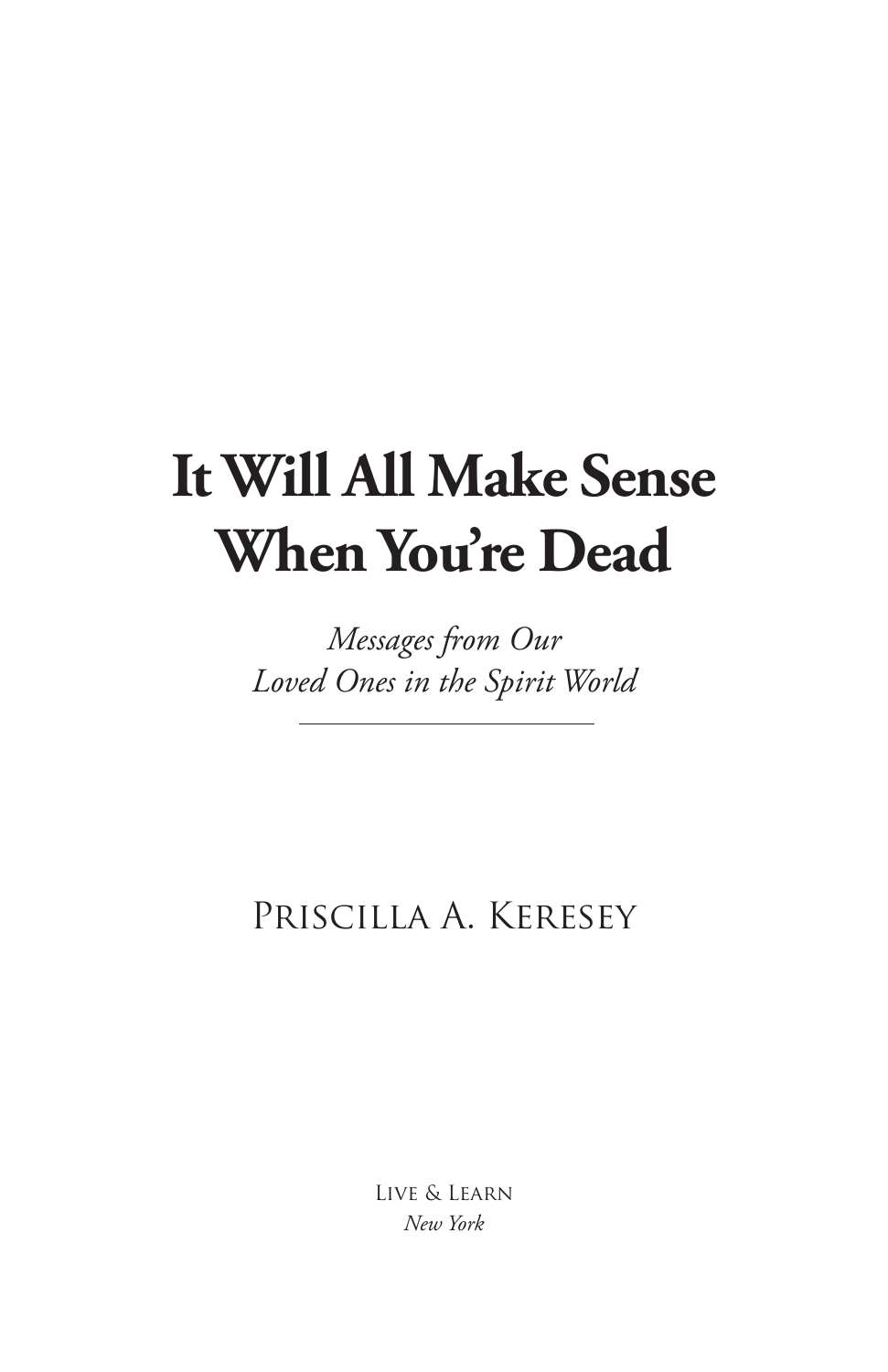# It Will All Make Sense When You're Dead

*Messages from Our Loved Ones in the Spirit World*

---

Priscilla A. Keresey

Live & Learn

*New York*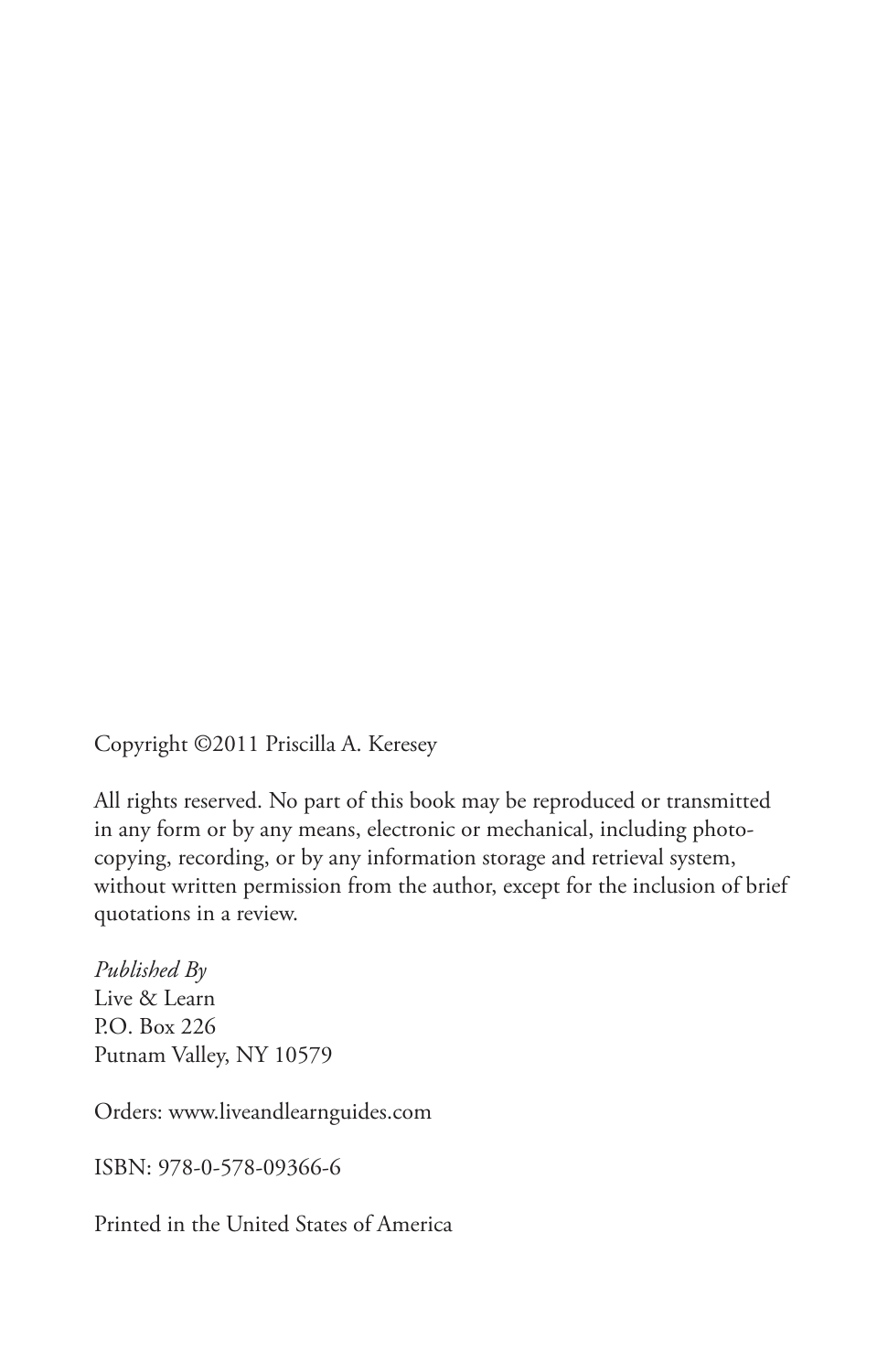Copyright ©2011 Priscilla A. Keresey

All rights reserved. No part of this book may be reproduced or transmitted in any form or by any means, electronic or mechanical, including photocopying, recording, or by any information storage and retrieval system, without written permission from the author, except for the inclusion of brief quotations in a review.

*Published By*
Live & Learn
P.O. Box 226
Putnam Valley, NY 10579

Orders: www.liveandlearnguides.com

ISBN: 978-0-578-09366-6

Printed in the United States of America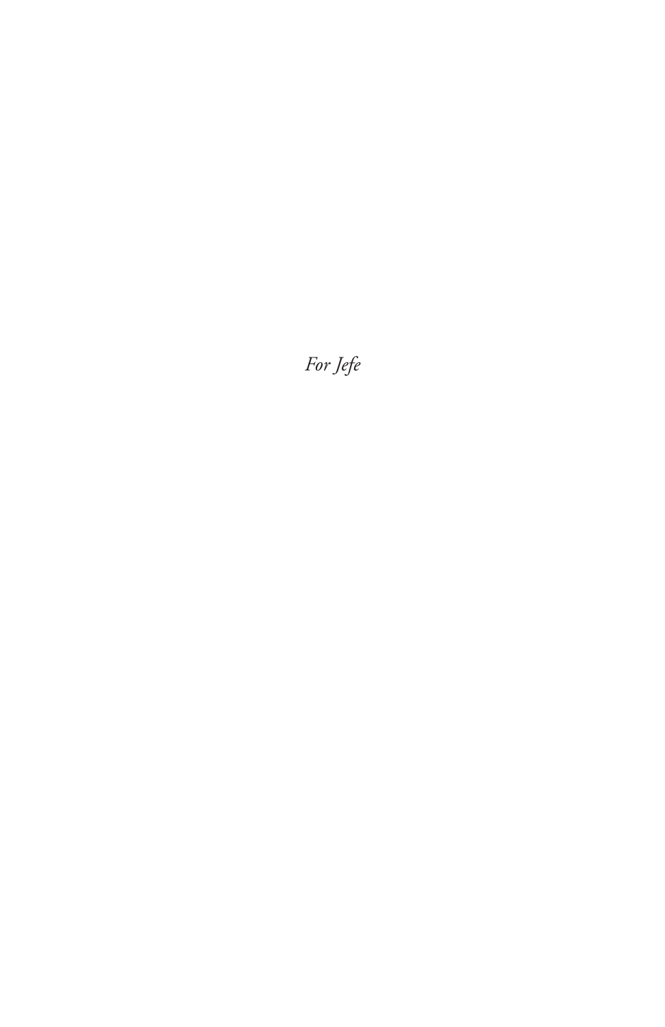*For Jefe*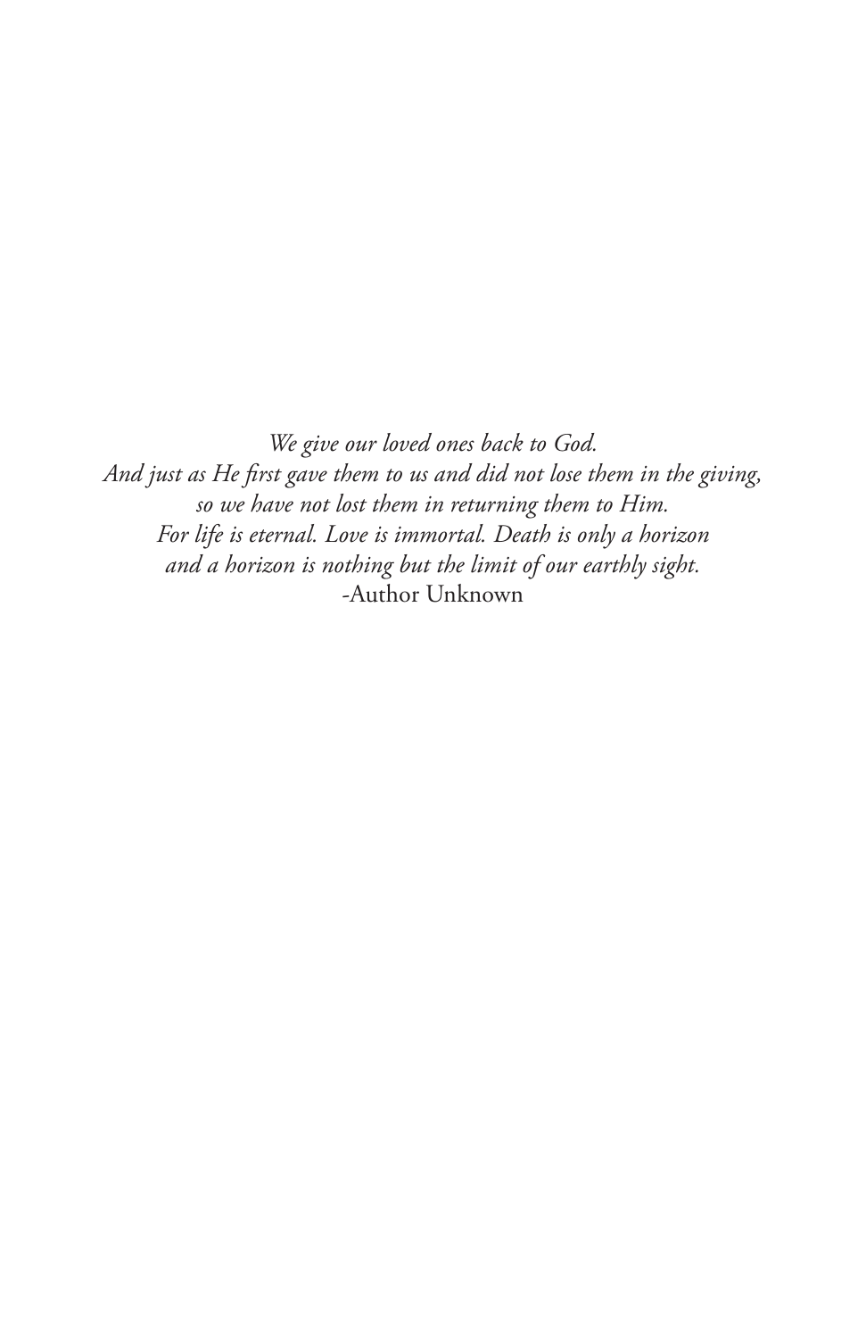*We give our loved ones back to God.*
*And just as He first gave them to us and did not lose them in the giving,*
*so we have not lost them in returning them to Him.*
*For life is eternal. Love is immortal. Death is only a horizon*
*and a horizon is nothing but the limit of our earthly sight.*
-Author Unknown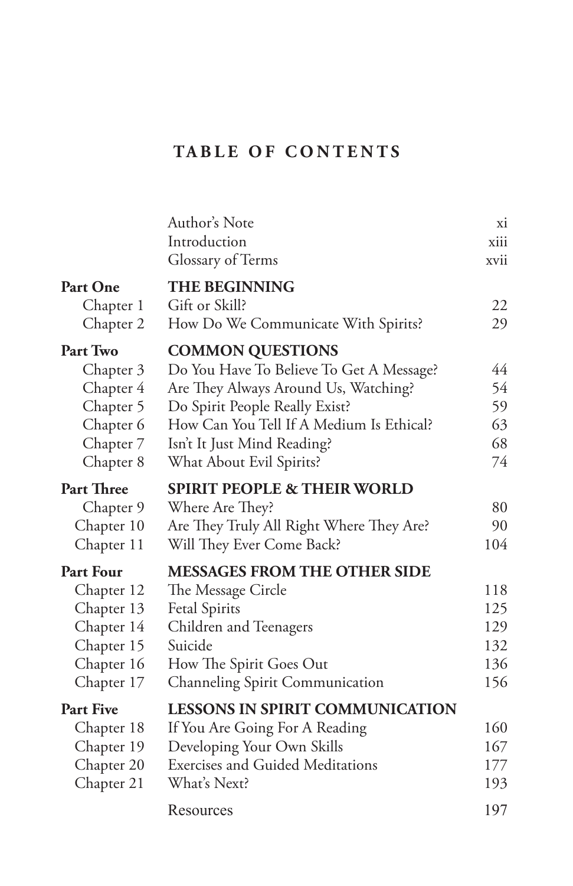# TABLE OF CONTENTS

| | | |
|---|---|---|
| | Author's Note | xi |
| | Introduction | xiii |
| | Glossary of Terms | xvii |
| **Part One** | **THE BEGINNING** | |
| Chapter 1 | Gift or Skill? | 22 |
| Chapter 2 | How Do We Communicate With Spirits? | 29 |
| **Part Two** | **COMMON QUESTIONS** | |
| Chapter 3 | Do You Have To Believe To Get A Message? | 44 |
| Chapter 4 | Are They Always Around Us, Watching? | 54 |
| Chapter 5 | Do Spirit People Really Exist? | 59 |
| Chapter 6 | How Can You Tell If A Medium Is Ethical? | 63 |
| Chapter 7 | Isn't It Just Mind Reading? | 68 |
| Chapter 8 | What About Evil Spirits? | 74 |
| **Part Three** | **SPIRIT PEOPLE & THEIR WORLD** | |
| Chapter 9 | Where Are They? | 80 |
| Chapter 10 | Are They Truly All Right Where They Are? | 90 |
| Chapter 11 | Will They Ever Come Back? | 104 |
| **Part Four** | **MESSAGES FROM THE OTHER SIDE** | |
| Chapter 12 | The Message Circle | 118 |
| Chapter 13 | Fetal Spirits | 125 |
| Chapter 14 | Children and Teenagers | 129 |
| Chapter 15 | Suicide | 132 |
| Chapter 16 | How The Spirit Goes Out | 136 |
| Chapter 17 | Channeling Spirit Communication | 156 |
| **Part Five** | **LESSONS IN SPIRIT COMMUNICATION** | |
| Chapter 18 | If You Are Going For A Reading | 160 |
| Chapter 19 | Developing Your Own Skills | 167 |
| Chapter 20 | Exercises and Guided Meditations | 177 |
| Chapter 21 | What's Next? | 193 |
| | Resources | 197 |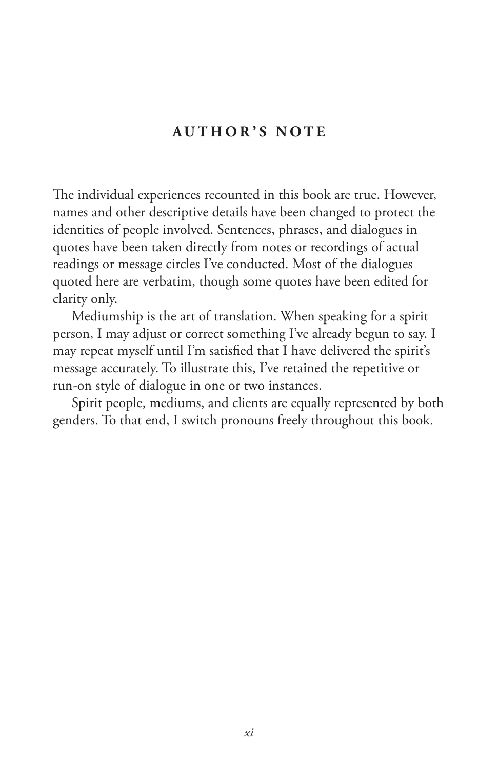## AUTHOR'S NOTE

The individual experiences recounted in this book are true. However, names and other descriptive details have been changed to protect the identities of people involved. Sentences, phrases, and dialogues in quotes have been taken directly from notes or recordings of actual readings or message circles I've conducted. Most of the dialogues quoted here are verbatim, though some quotes have been edited for clarity only.

Mediumship is the art of translation. When speaking for a spirit person, I may adjust or correct something I've already begun to say. I may repeat myself until I'm satisfied that I have delivered the spirit's message accurately. To illustrate this, I've retained the repetitive or run-on style of dialogue in one or two instances.

Spirit people, mediums, and clients are equally represented by both genders. To that end, I switch pronouns freely throughout this book.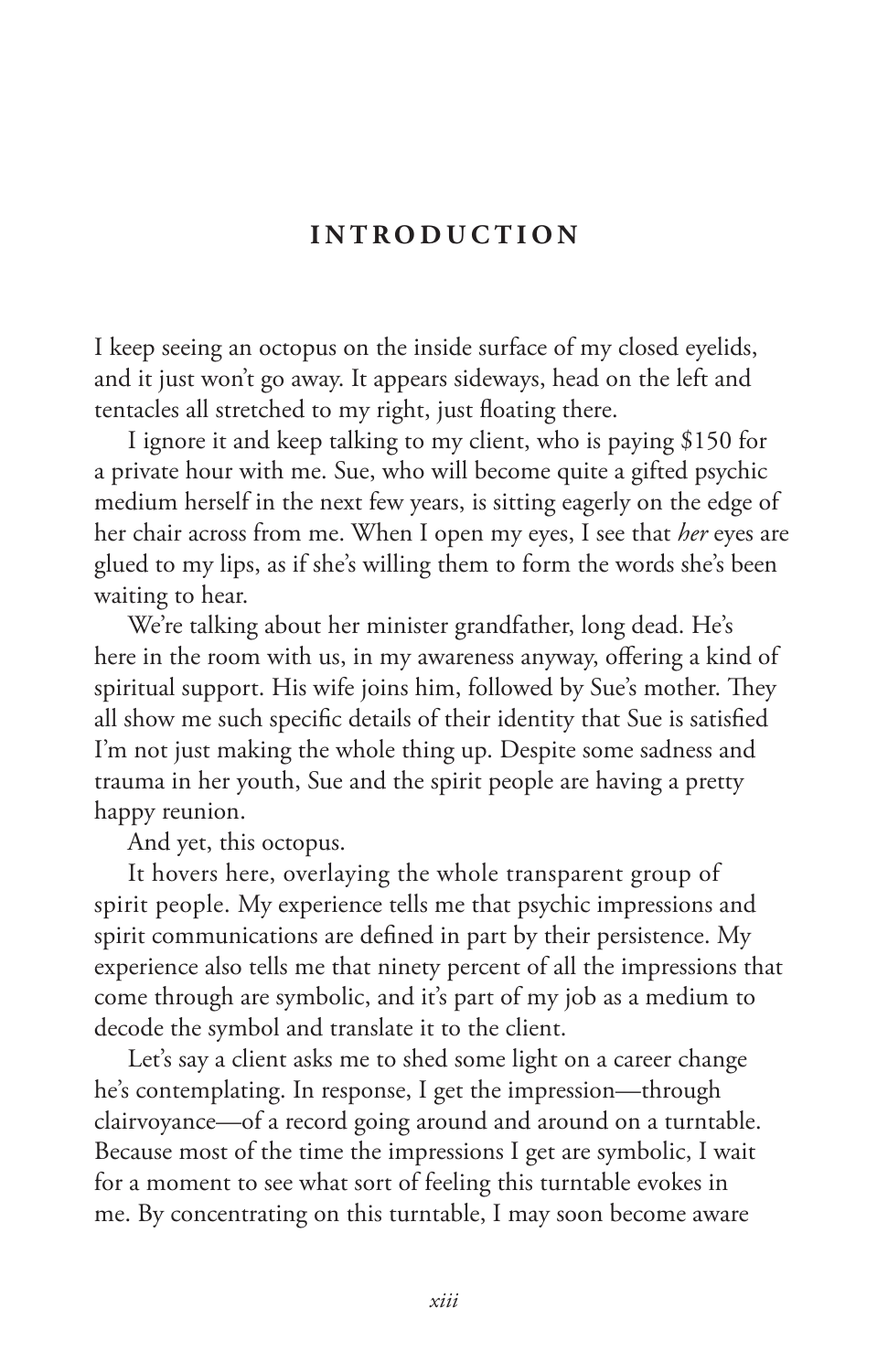# INTRODUCTION

I keep seeing an octopus on the inside surface of my closed eyelids, and it just won't go away. It appears sideways, head on the left and tentacles all stretched to my right, just floating there.

I ignore it and keep talking to my client, who is paying $150 for a private hour with me. Sue, who will become quite a gifted psychic medium herself in the next few years, is sitting eagerly on the edge of her chair across from me. When I open my eyes, I see that *her* eyes are glued to my lips, as if she's willing them to form the words she's been waiting to hear.

We're talking about her minister grandfather, long dead. He's here in the room with us, in my awareness anyway, offering a kind of spiritual support. His wife joins him, followed by Sue's mother. They all show me such specific details of their identity that Sue is satisfied I'm not just making the whole thing up. Despite some sadness and trauma in her youth, Sue and the spirit people are having a pretty happy reunion.

And yet, this octopus.

It hovers here, overlaying the whole transparent group of spirit people. My experience tells me that psychic impressions and spirit communications are defined in part by their persistence. My experience also tells me that ninety percent of all the impressions that come through are symbolic, and it's part of my job as a medium to decode the symbol and translate it to the client.

Let's say a client asks me to shed some light on a career change he's contemplating. In response, I get the impression—through clairvoyance—of a record going around and around on a turntable. Because most of the time the impressions I get are symbolic, I wait for a moment to see what sort of feeling this turntable evokes in me. By concentrating on this turntable, I may soon become aware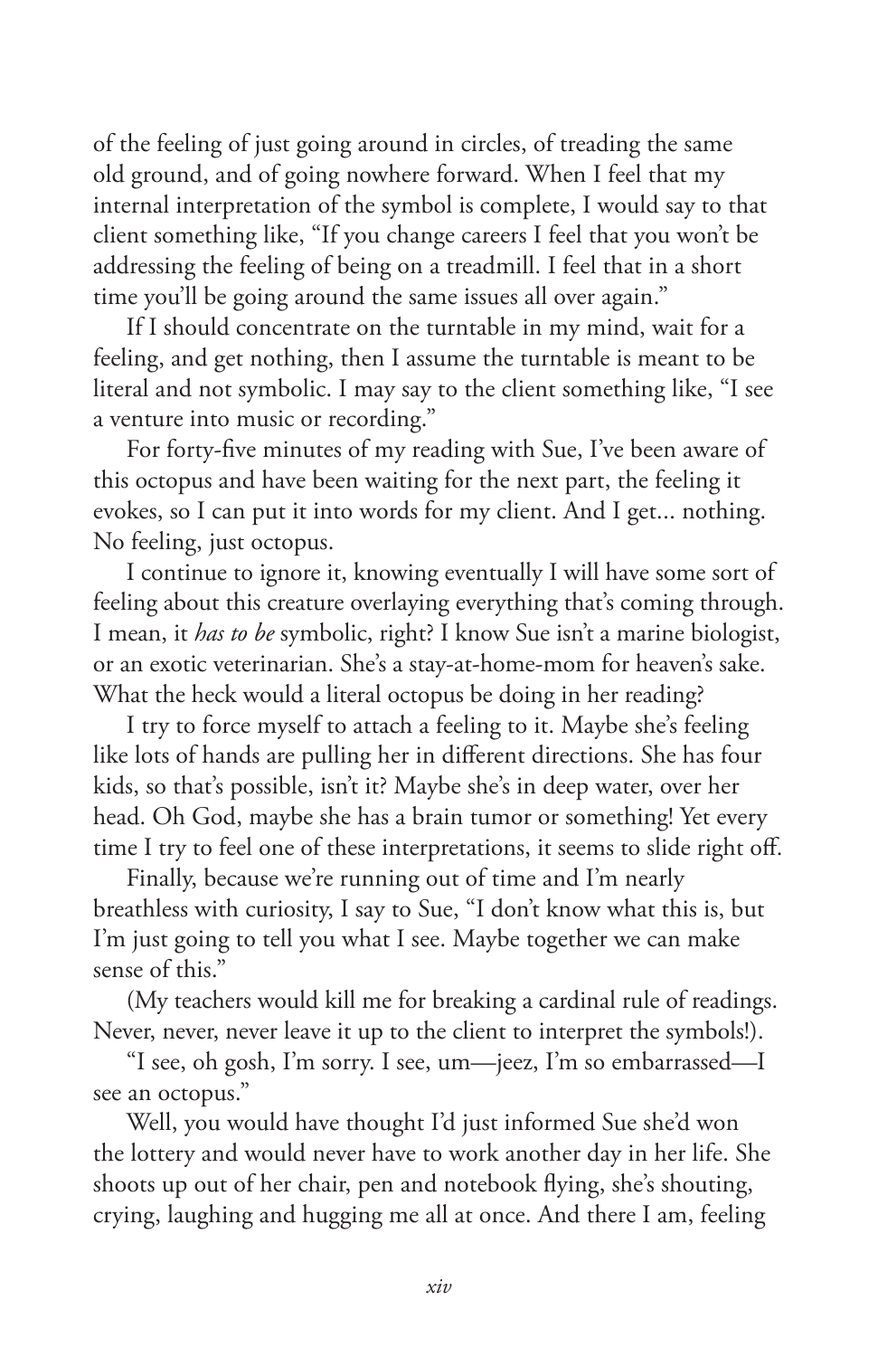of the feeling of just going around in circles, of treading the same old ground, and of going nowhere forward. When I feel that my internal interpretation of the symbol is complete, I would say to that client something like, "If you change careers I feel that you won't be addressing the feeling of being on a treadmill. I feel that in a short time you'll be going around the same issues all over again."

If I should concentrate on the turntable in my mind, wait for a feeling, and get nothing, then I assume the turntable is meant to be literal and not symbolic. I may say to the client something like, "I see a venture into music or recording."

For forty-five minutes of my reading with Sue, I've been aware of this octopus and have been waiting for the next part, the feeling it evokes, so I can put it into words for my client. And I get... nothing. No feeling, just octopus.

I continue to ignore it, knowing eventually I will have some sort of feeling about this creature overlaying everything that's coming through. I mean, it *has to be* symbolic, right? I know Sue isn't a marine biologist, or an exotic veterinarian. She's a stay-at-home-mom for heaven's sake. What the heck would a literal octopus be doing in her reading?

I try to force myself to attach a feeling to it. Maybe she's feeling like lots of hands are pulling her in different directions. She has four kids, so that's possible, isn't it? Maybe she's in deep water, over her head. Oh God, maybe she has a brain tumor or something! Yet every time I try to feel one of these interpretations, it seems to slide right off.

Finally, because we're running out of time and I'm nearly breathless with curiosity, I say to Sue, "I don't know what this is, but I'm just going to tell you what I see. Maybe together we can make sense of this."

(My teachers would kill me for breaking a cardinal rule of readings. Never, never, never leave it up to the client to interpret the symbols!).

"I see, oh gosh, I'm sorry. I see, um—jeez, I'm so embarrassed—I see an octopus."

Well, you would have thought I'd just informed Sue she'd won the lottery and would never have to work another day in her life. She shoots up out of her chair, pen and notebook flying, she's shouting, crying, laughing and hugging me all at once. And there I am, feeling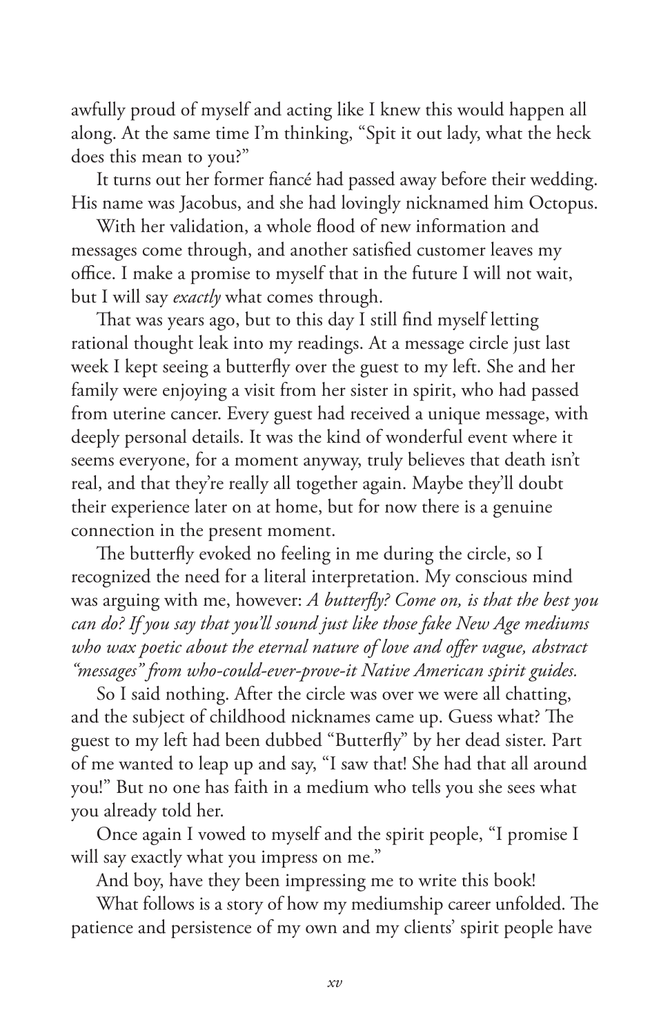awfully proud of myself and acting like I knew this would happen all along. At the same time I'm thinking, "Spit it out lady, what the heck does this mean to you?"

It turns out her former fiancé had passed away before their wedding. His name was Jacobus, and she had lovingly nicknamed him Octopus.

With her validation, a whole flood of new information and messages come through, and another satisfied customer leaves my office. I make a promise to myself that in the future I will not wait, but I will say *exactly* what comes through.

That was years ago, but to this day I still find myself letting rational thought leak into my readings. At a message circle just last week I kept seeing a butterfly over the guest to my left. She and her family were enjoying a visit from her sister in spirit, who had passed from uterine cancer. Every guest had received a unique message, with deeply personal details. It was the kind of wonderful event where it seems everyone, for a moment anyway, truly believes that death isn't real, and that they're really all together again. Maybe they'll doubt their experience later on at home, but for now there is a genuine connection in the present moment.

The butterfly evoked no feeling in me during the circle, so I recognized the need for a literal interpretation. My conscious mind was arguing with me, however: *A butterfly? Come on, is that the best you can do? If you say that you'll sound just like those fake New Age mediums who wax poetic about the eternal nature of love and offer vague, abstract "messages" from who-could-ever-prove-it Native American spirit guides.*

So I said nothing. After the circle was over we were all chatting, and the subject of childhood nicknames came up. Guess what? The guest to my left had been dubbed "Butterfly" by her dead sister. Part of me wanted to leap up and say, "I saw that! She had that all around you!" But no one has faith in a medium who tells you she sees what you already told her.

Once again I vowed to myself and the spirit people, "I promise I will say exactly what you impress on me."

And boy, have they been impressing me to write this book!

What follows is a story of how my mediumship career unfolded. The patience and persistence of my own and my clients' spirit people have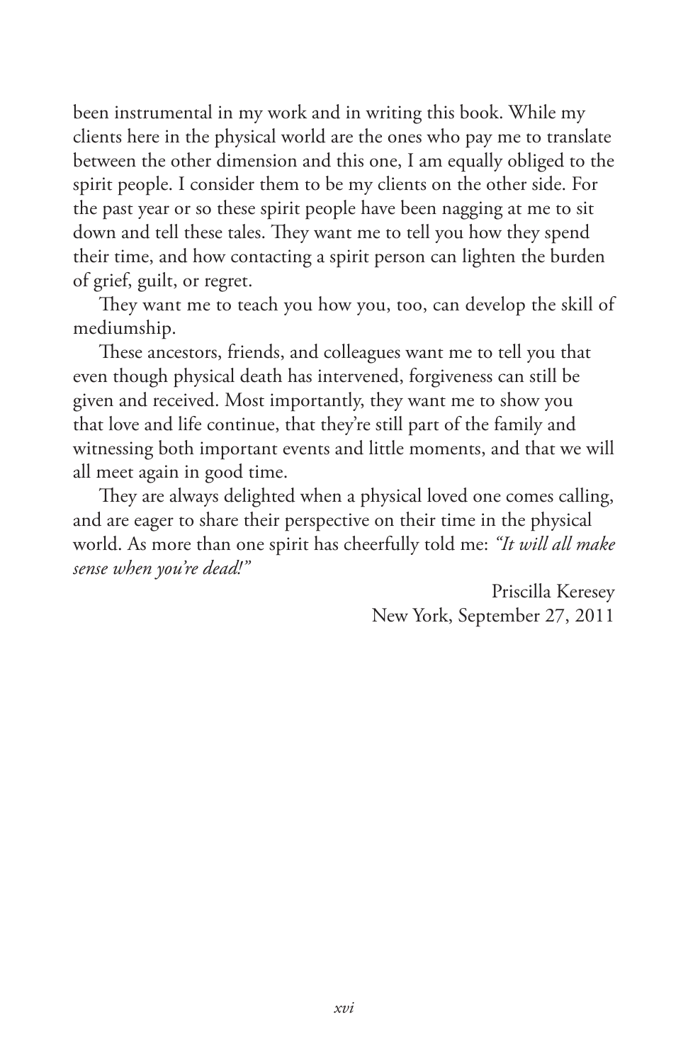been instrumental in my work and in writing this book. While my clients here in the physical world are the ones who pay me to translate between the other dimension and this one, I am equally obliged to the spirit people. I consider them to be my clients on the other side. For the past year or so these spirit people have been nagging at me to sit down and tell these tales. They want me to tell you how they spend their time, and how contacting a spirit person can lighten the burden of grief, guilt, or regret.

They want me to teach you how you, too, can develop the skill of mediumship.

These ancestors, friends, and colleagues want me to tell you that even though physical death has intervened, forgiveness can still be given and received. Most importantly, they want me to show you that love and life continue, that they're still part of the family and witnessing both important events and little moments, and that we will all meet again in good time.

They are always delighted when a physical loved one comes calling, and are eager to share their perspective on their time in the physical world. As more than one spirit has cheerfully told me: *"It will all make sense when you're dead!"*

Priscilla Keresey
New York, September 27, 2011